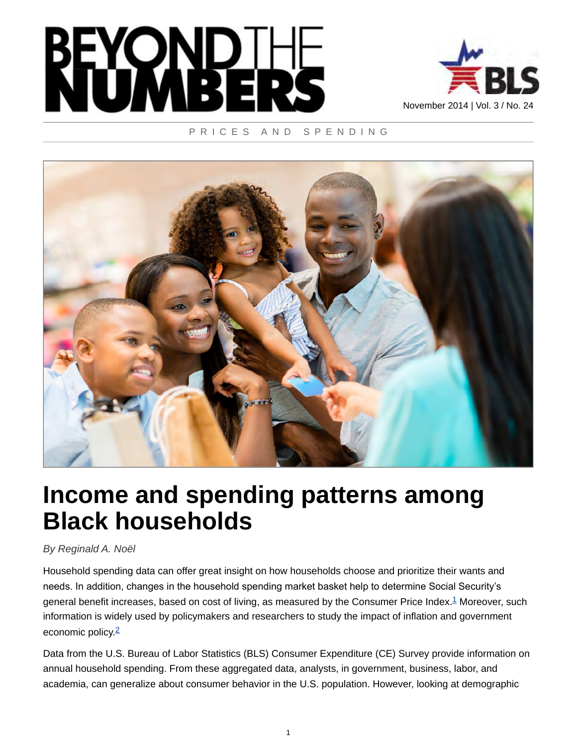PRICES AND SPENDING

# Income and spending patterns among Black households

*By Reginald A. Noël*

Household spending data can offer great insight on how households choose and prioritize their wants and needs. In addition, changes in the household spending market basket help to determine Social Security's general benefit increases, based on cost of living, as measured by the Consumer Price Index.[1] Moreover, such information is widely used by policymakers and researchers to study the impact of inflation and government economic policy.[2]

Data from the U.S. Bureau of Labor Statistics (BLS) Consumer Expenditure (CE) Survey provide information on annual household spending. From these aggregated data, analysts, in government, business, labor, and academia, can generalize about consumer behavior in the U.S. population. However, looking at demographic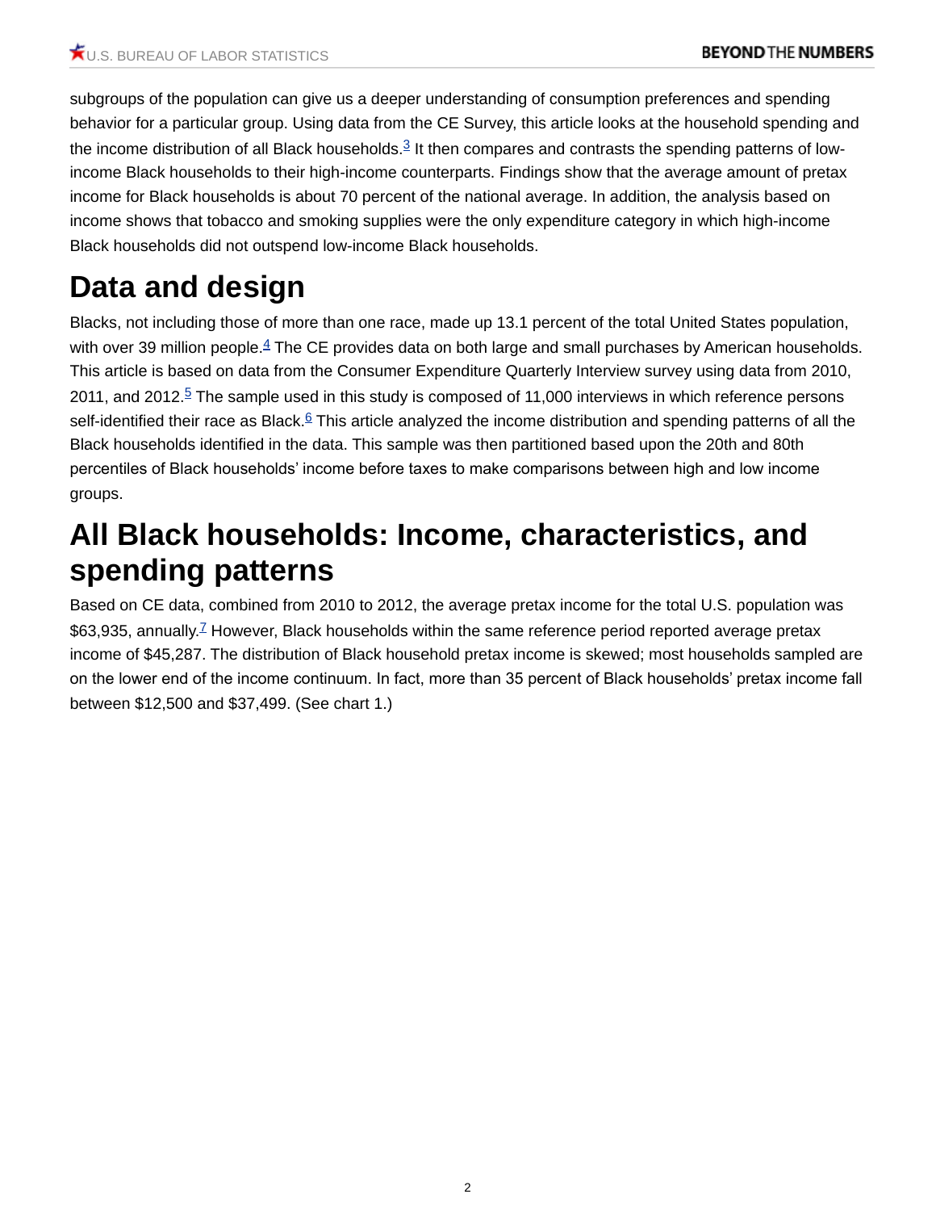subgroups of the population can give us a deeper understanding of consumption preferences and spending behavior for a particular group. Using data from the CE Survey, this article looks at the household spending and the income distribution of all Black households.[3] It then compares and contrasts the spending patterns of low-income Black households to their high-income counterparts. Findings show that the average amount of pretax income for Black households is about 70 percent of the national average. In addition, the analysis based on income shows that tobacco and smoking supplies were the only expenditure category in which high-income Black households did not outspend low-income Black households.

# Data and design

Blacks, not including those of more than one race, made up 13.1 percent of the total United States population, with over 39 million people.[4] The CE provides data on both large and small purchases by American households. This article is based on data from the Consumer Expenditure Quarterly Interview survey using data from 2010, 2011, and 2012.[5] The sample used in this study is composed of 11,000 interviews in which reference persons self-identified their race as Black.[6] This article analyzed the income distribution and spending patterns of all the Black households identified in the data. This sample was then partitioned based upon the 20th and 80th percentiles of Black households' income before taxes to make comparisons between high and low income groups.

# All Black households: Income, characteristics, and spending patterns

Based on CE data, combined from 2010 to 2012, the average pretax income for the total U.S. population was $63,935, annually.[7] However, Black households within the same reference period reported average pretax income of $45,287. The distribution of Black household pretax income is skewed; most households sampled are on the lower end of the income continuum. In fact, more than 35 percent of Black households' pretax income fall between $12,500 and $37,499. (See chart 1.)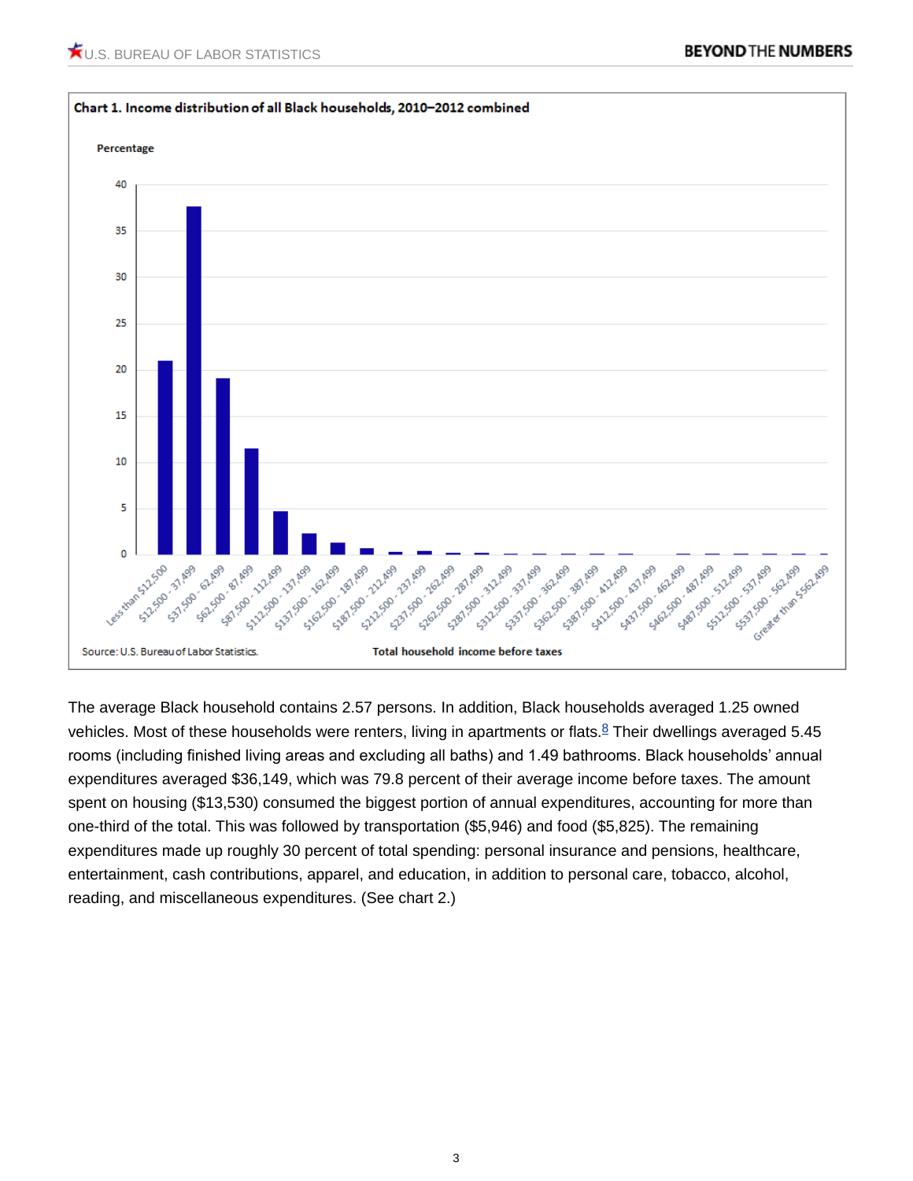**Chart 1. Income distribution of all Black households, 2010–2012 combined**

Percentage

Total household income before taxes

Source: U.S. Bureau of Labor Statistics.

The average Black household contains 2.57 persons. In addition, Black households averaged 1.25 owned vehicles. Most of these households were renters, living in apartments or flats.[8] Their dwellings averaged 5.45 rooms (including finished living areas and excluding all baths) and 1.49 bathrooms. Black households' annual expenditures averaged $36,149, which was 79.8 percent of their average income before taxes. The amount spent on housing ($13,530) consumed the biggest portion of annual expenditures, accounting for more than one-third of the total. This was followed by transportation ($5,946) and food ($5,825). The remaining expenditures made up roughly 30 percent of total spending: personal insurance and pensions, healthcare, entertainment, cash contributions, apparel, and education, in addition to personal care, tobacco, alcohol, reading, and miscellaneous expenditures. (See chart 2.)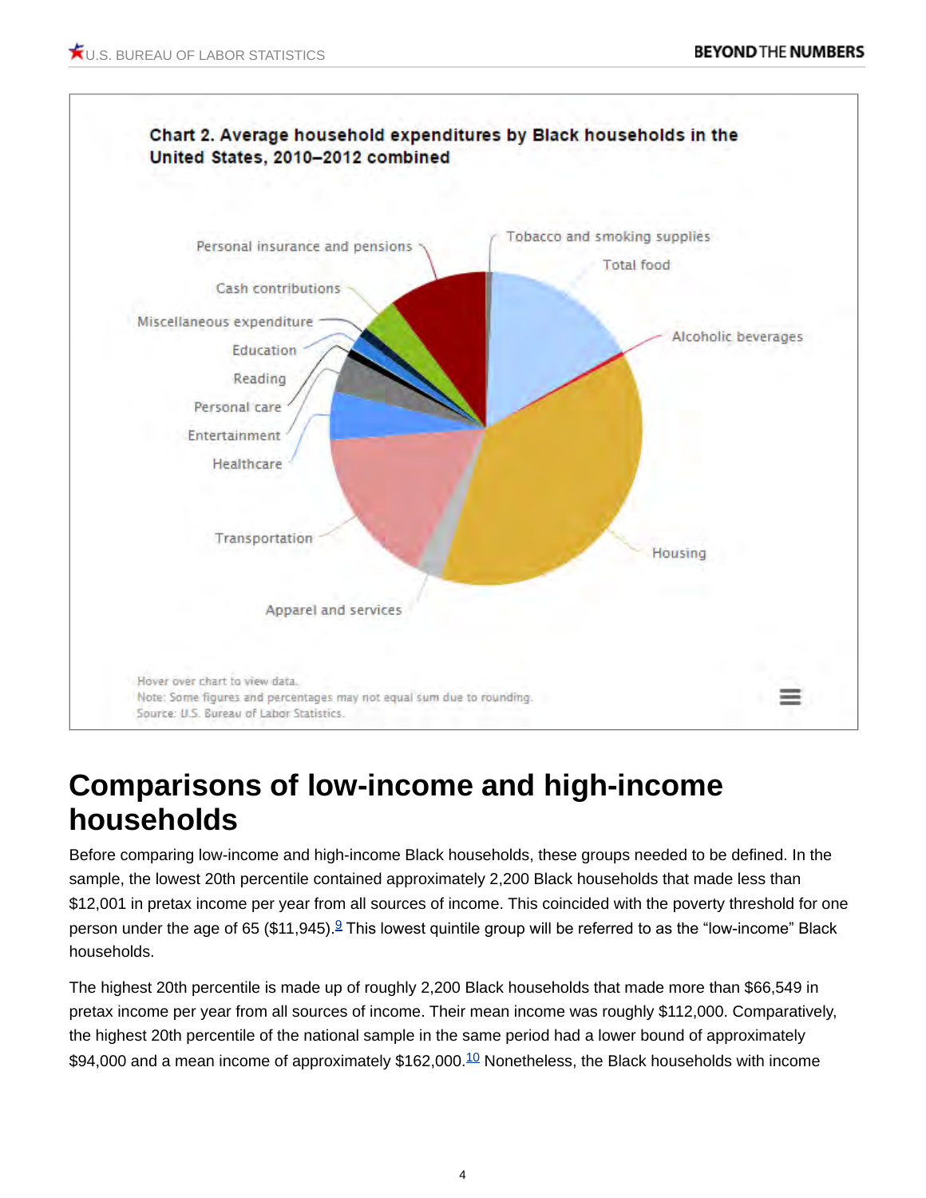**Chart 2. Average household expenditures by Black households in the United States, 2010–2012 combined**

Personal insurance and pensions
Tobacco and smoking supplies
Total food
Cash contributions
Miscellaneous expenditure
Alcoholic beverages
Education
Reading
Personal care
Entertainment
Healthcare
Transportation
Housing
Apparel and services

Hover over chart to view data.
Note: Some figures and percentages may not equal sum due to rounding.
Source: U.S. Bureau of Labor Statistics.

# Comparisons of low-income and high-income households

Before comparing low-income and high-income Black households, these groups needed to be defined. In the sample, the lowest 20th percentile contained approximately 2,200 Black households that made less than $12,001 in pretax income per year from all sources of income. This coincided with the poverty threshold for one person under the age of 65 ($11,945).[9] This lowest quintile group will be referred to as the "low-income" Black households.

The highest 20th percentile is made up of roughly 2,200 Black households that made more than $66,549 in pretax income per year from all sources of income. Their mean income was roughly $112,000. Comparatively, the highest 20th percentile of the national sample in the same period had a lower bound of approximately $94,000 and a mean income of approximately $162,000.[10] Nonetheless, the Black households with income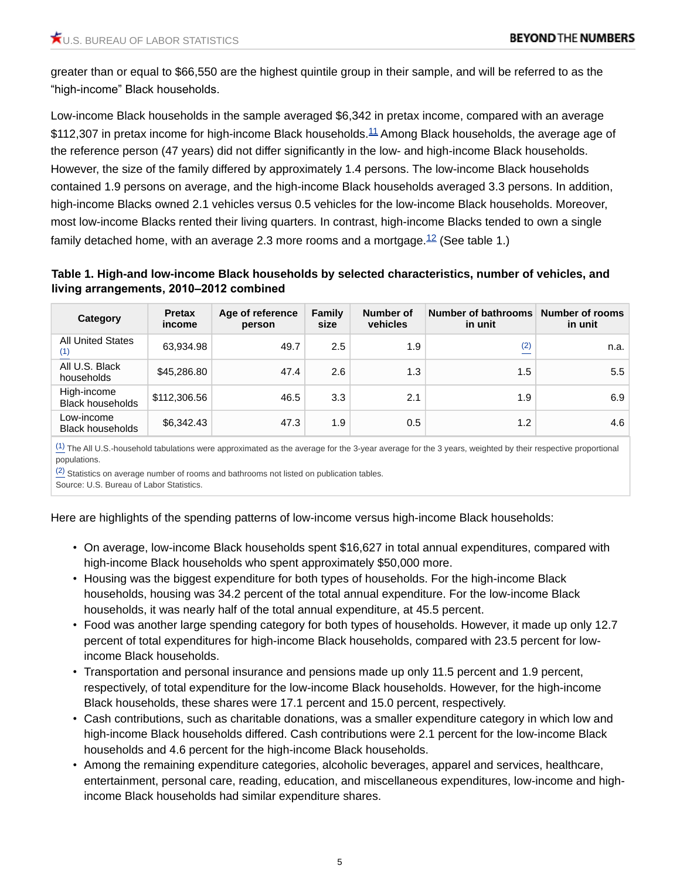greater than or equal to $66,550 are the highest quintile group in their sample, and will be referred to as the “high-income” Black households.

Low-income Black households in the sample averaged $6,342 in pretax income, compared with an average $112,307 in pretax income for high-income Black households.[11] Among Black households, the average age of the reference person (47 years) did not differ significantly in the low- and high-income Black households. However, the size of the family differed by approximately 1.4 persons. The low-income Black households contained 1.9 persons on average, and the high-income Black households averaged 3.3 persons. In addition, high-income Blacks owned 2.1 vehicles versus 0.5 vehicles for the low-income Black households. Moreover, most low-income Blacks rented their living quarters. In contrast, high-income Blacks tended to own a single family detached home, with an average 2.3 more rooms and a mortgage.[12] (See table 1.)

**Table 1. High-and low-income Black households by selected characteristics, number of vehicles, and living arrangements, 2010–2012 combined**

| Category | Pretax income | Age of reference person | Family size | Number of vehicles | Number of bathrooms in unit | Number of rooms in unit |
|---|---|---|---|---|---|---|
| All United States (1) | 63,934.98 | 49.7 | 2.5 | 1.9 | (2) | n.a. |
| All U.S. Black households | $45,286.80 | 47.4 | 2.6 | 1.3 | 1.5 | 5.5 |
| High-income Black households | $112,306.56 | 46.5 | 3.3 | 2.1 | 1.9 | 6.9 |
| Low-income Black households | $6,342.43 | 47.3 | 1.9 | 0.5 | 1.2 | 4.6 |

(1) The All U.S.-household tabulations were approximated as the average for the 3-year average for the 3 years, weighted by their respective proportional populations.
(2) Statistics on average number of rooms and bathrooms not listed on publication tables.
Source: U.S. Bureau of Labor Statistics.

Here are highlights of the spending patterns of low-income versus high-income Black households:

- On average, low-income Black households spent $16,627 in total annual expenditures, compared with high-income Black households who spent approximately $50,000 more.
- Housing was the biggest expenditure for both types of households. For the high-income Black households, housing was 34.2 percent of the total annual expenditure. For the low-income Black households, it was nearly half of the total annual expenditure, at 45.5 percent.
- Food was another large spending category for both types of households. However, it made up only 12.7 percent of total expenditures for high-income Black households, compared with 23.5 percent for low-income Black households.
- Transportation and personal insurance and pensions made up only 11.5 percent and 1.9 percent, respectively, of total expenditure for the low-income Black households. However, for the high-income Black households, these shares were 17.1 percent and 15.0 percent, respectively.
- Cash contributions, such as charitable donations, was a smaller expenditure category in which low and high-income Black households differed. Cash contributions were 2.1 percent for the low-income Black households and 4.6 percent for the high-income Black households.
- Among the remaining expenditure categories, alcoholic beverages, apparel and services, healthcare, entertainment, personal care, reading, education, and miscellaneous expenditures, low-income and high-income Black households had similar expenditure shares.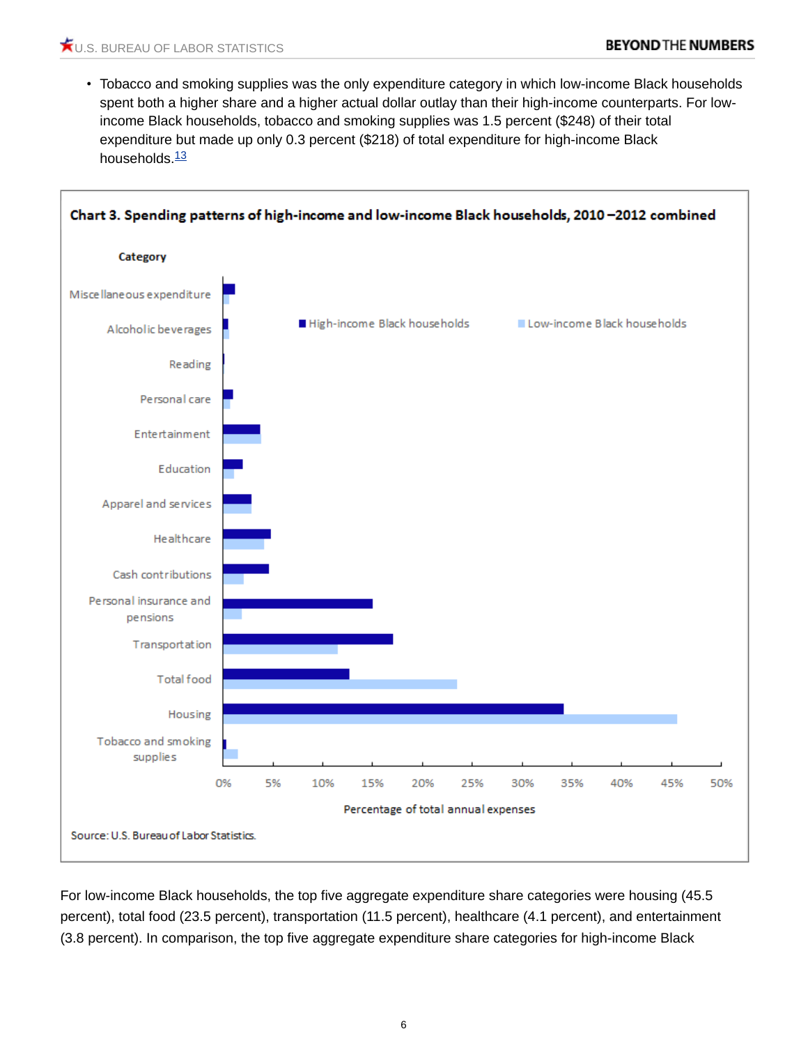- Tobacco and smoking supplies was the only expenditure category in which low-income Black households spent both a higher share and a higher actual dollar outlay than their high-income counterparts. For low-income Black households, tobacco and smoking supplies was 1.5 percent ($248) of their total expenditure but made up only 0.3 percent ($218) of total expenditure for high-income Black households.[13]

**Chart 3. Spending patterns of high-income and low-income Black households, 2010–2012 combined**

Source: U.S. Bureau of Labor Statistics.

For low-income Black households, the top five aggregate expenditure share categories were housing (45.5 percent), total food (23.5 percent), transportation (11.5 percent), healthcare (4.1 percent), and entertainment (3.8 percent). In comparison, the top five aggregate expenditure share categories for high-income Black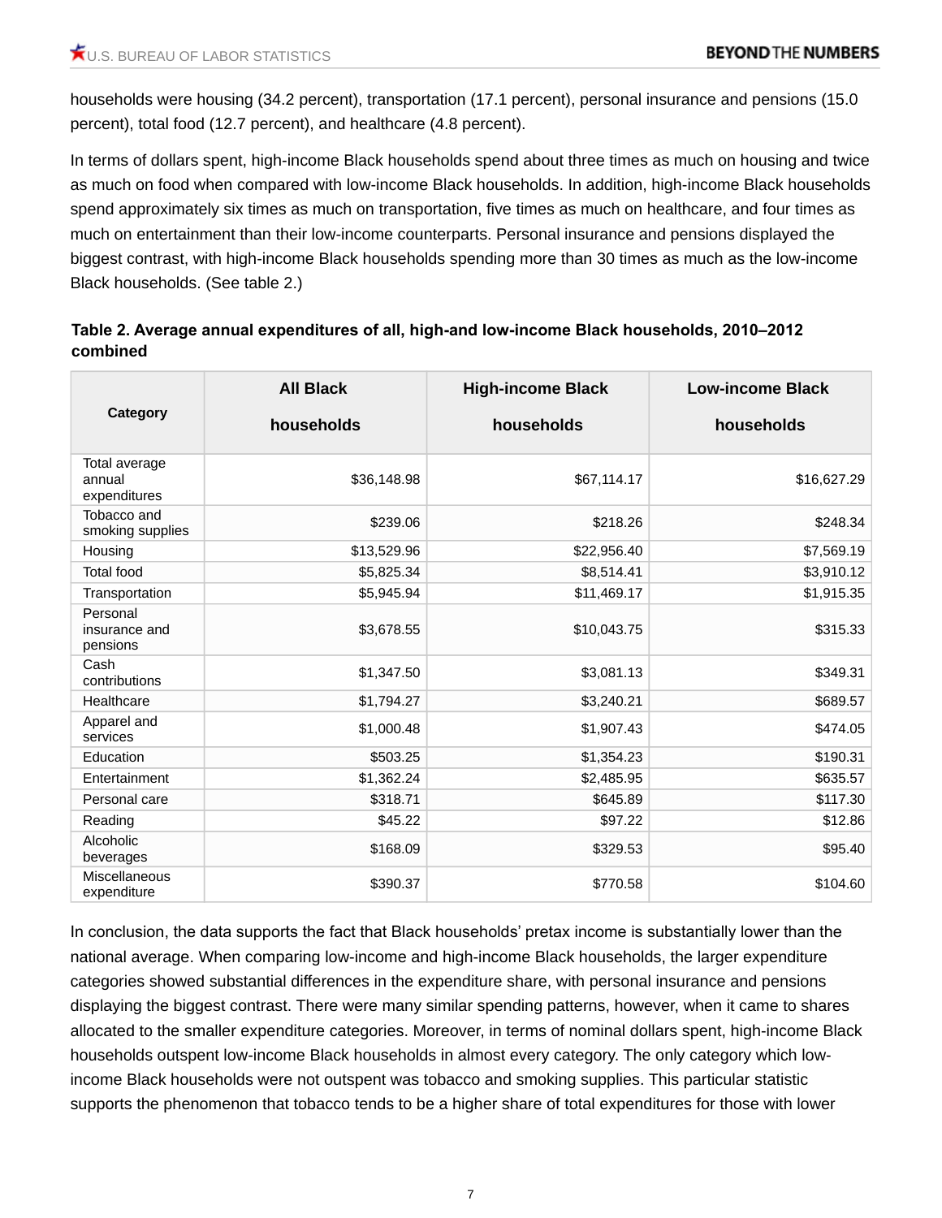households were housing (34.2 percent), transportation (17.1 percent), personal insurance and pensions (15.0 percent), total food (12.7 percent), and healthcare (4.8 percent).

In terms of dollars spent, high-income Black households spend about three times as much on housing and twice as much on food when compared with low-income Black households. In addition, high-income Black households spend approximately six times as much on transportation, five times as much on healthcare, and four times as much on entertainment than their low-income counterparts. Personal insurance and pensions displayed the biggest contrast, with high-income Black households spending more than 30 times as much as the low-income Black households. (See table 2.)

**Table 2. Average annual expenditures of all, high-and low-income Black households, 2010–2012 combined**

| Category | All Black households | High-income Black households | Low-income Black households |
|---|---|---|---|
| Total average annual expenditures | $36,148.98 | $67,114.17 | $16,627.29 |
| Tobacco and smoking supplies | $239.06 | $218.26 | $248.34 |
| Housing | $13,529.96 | $22,956.40 | $7,569.19 |
| Total food | $5,825.34 | $8,514.41 | $3,910.12 |
| Transportation | $5,945.94 | $11,469.17 | $1,915.35 |
| Personal insurance and pensions | $3,678.55 | $10,043.75 | $315.33 |
| Cash contributions | $1,347.50 | $3,081.13 | $349.31 |
| Healthcare | $1,794.27 | $3,240.21 | $689.57 |
| Apparel and services | $1,000.48 | $1,907.43 | $474.05 |
| Education | $503.25 | $1,354.23 | $190.31 |
| Entertainment | $1,362.24 | $2,485.95 | $635.57 |
| Personal care | $318.71 | $645.89 | $117.30 |
| Reading | $45.22 | $97.22 | $12.86 |
| Alcoholic beverages | $168.09 | $329.53 | $95.40 |
| Miscellaneous expenditure | $390.37 | $770.58 | $104.60 |

In conclusion, the data supports the fact that Black households' pretax income is substantially lower than the national average. When comparing low-income and high-income Black households, the larger expenditure categories showed substantial differences in the expenditure share, with personal insurance and pensions displaying the biggest contrast. There were many similar spending patterns, however, when it came to shares allocated to the smaller expenditure categories. Moreover, in terms of nominal dollars spent, high-income Black households outspent low-income Black households in almost every category. The only category which low-income Black households were not outspent was tobacco and smoking supplies. This particular statistic supports the phenomenon that tobacco tends to be a higher share of total expenditures for those with lower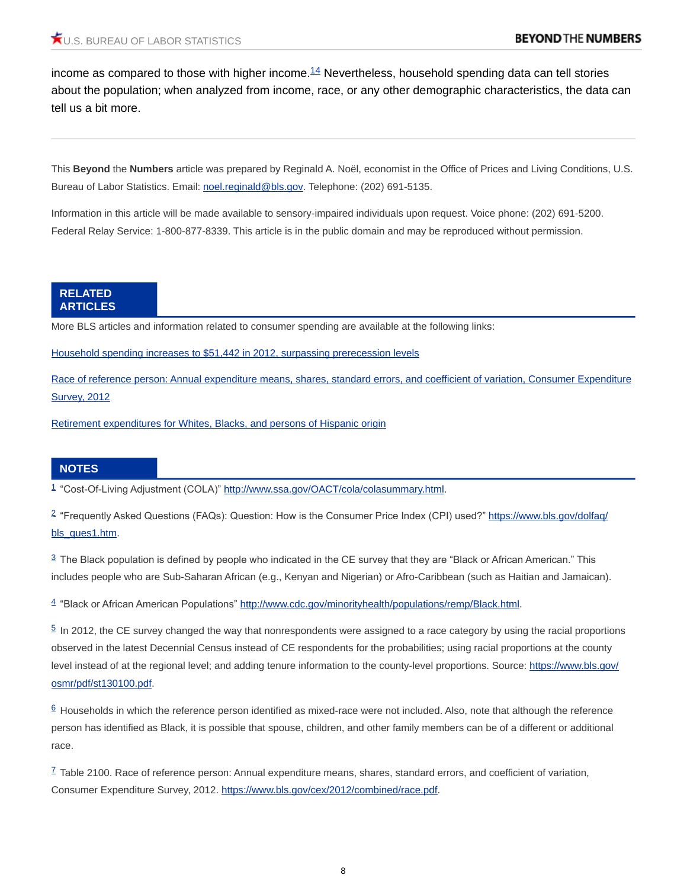income as compared to those with higher income.[14] Nevertheless, household spending data can tell stories about the population; when analyzed from income, race, or any other demographic characteristics, the data can tell us a bit more.

---

This **Beyond** the **Numbers** article was prepared by Reginald A. Noël, economist in the Office of Prices and Living Conditions, U.S. Bureau of Labor Statistics. Email: noel.reginald@bls.gov. Telephone: (202) 691-5135.

Information in this article will be made available to sensory-impaired individuals upon request. Voice phone: (202) 691-5200. Federal Relay Service: 1-800-877-8339. This article is in the public domain and may be reproduced without permission.

## RELATED ARTICLES

More BLS articles and information related to consumer spending are available at the following links:

Household spending increases to $51,442 in 2012, surpassing prerecession levels

Race of reference person: Annual expenditure means, shares, standard errors, and coefficient of variation, Consumer Expenditure Survey, 2012

Retirement expenditures for Whites, Blacks, and persons of Hispanic origin

## NOTES

[1] "Cost-Of-Living Adjustment (COLA)" http://www.ssa.gov/OACT/cola/colasummary.html.

[2] "Frequently Asked Questions (FAQs): Question: How is the Consumer Price Index (CPI) used?" https://www.bls.gov/dolfaq/bls_ques1.htm.

[3] The Black population is defined by people who indicated in the CE survey that they are "Black or African American." This includes people who are Sub-Saharan African (e.g., Kenyan and Nigerian) or Afro-Caribbean (such as Haitian and Jamaican).

[4] "Black or African American Populations" http://www.cdc.gov/minorityhealth/populations/remp/Black.html.

[5] In 2012, the CE survey changed the way that nonrespondents were assigned to a race category by using the racial proportions observed in the latest Decennial Census instead of CE respondents for the probabilities; using racial proportions at the county level instead of at the regional level; and adding tenure information to the county-level proportions. Source: https://www.bls.gov/osmr/pdf/st130100.pdf.

[6] Households in which the reference person identified as mixed-race were not included. Also, note that although the reference person has identified as Black, it is possible that spouse, children, and other family members can be of a different or additional race.

[7] Table 2100. Race of reference person: Annual expenditure means, shares, standard errors, and coefficient of variation, Consumer Expenditure Survey, 2012. https://www.bls.gov/cex/2012/combined/race.pdf.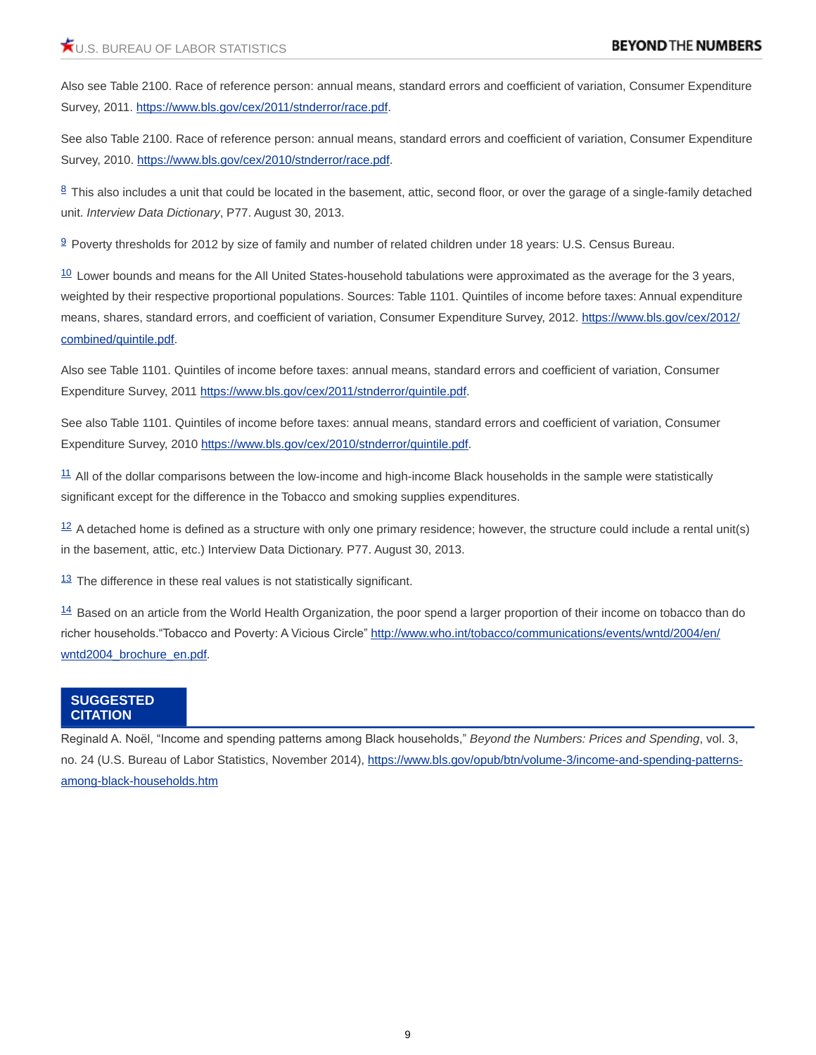Also see Table 2100. Race of reference person: annual means, standard errors and coefficient of variation, Consumer Expenditure Survey, 2011. https://www.bls.gov/cex/2011/stnderror/race.pdf.

See also Table 2100. Race of reference person: annual means, standard errors and coefficient of variation, Consumer Expenditure Survey, 2010. https://www.bls.gov/cex/2010/stnderror/race.pdf.

[8] This also includes a unit that could be located in the basement, attic, second floor, or over the garage of a single-family detached unit. *Interview Data Dictionary*, P77. August 30, 2013.

[9] Poverty thresholds for 2012 by size of family and number of related children under 18 years: U.S. Census Bureau.

[10] Lower bounds and means for the All United States-household tabulations were approximated as the average for the 3 years, weighted by their respective proportional populations. Sources: Table 1101. Quintiles of income before taxes: Annual expenditure means, shares, standard errors, and coefficient of variation, Consumer Expenditure Survey, 2012. https://www.bls.gov/cex/2012/combined/quintile.pdf.

Also see Table 1101. Quintiles of income before taxes: annual means, standard errors and coefficient of variation, Consumer Expenditure Survey, 2011 https://www.bls.gov/cex/2011/stnderror/quintile.pdf.

See also Table 1101. Quintiles of income before taxes: annual means, standard errors and coefficient of variation, Consumer Expenditure Survey, 2010 https://www.bls.gov/cex/2010/stnderror/quintile.pdf.

[11] All of the dollar comparisons between the low-income and high-income Black households in the sample were statistically significant except for the difference in the Tobacco and smoking supplies expenditures.

[12] A detached home is defined as a structure with only one primary residence; however, the structure could include a rental unit(s) in the basement, attic, etc.) Interview Data Dictionary. P77. August 30, 2013.

[13] The difference in these real values is not statistically significant.

[14] Based on an article from the World Health Organization, the poor spend a larger proportion of their income on tobacco than do richer households."Tobacco and Poverty: A Vicious Circle" http://www.who.int/tobacco/communications/events/wntd/2004/en/wntd2004_brochure_en.pdf.

## SUGGESTED CITATION

Reginald A. Noël, "Income and spending patterns among Black households," *Beyond the Numbers: Prices and Spending*, vol. 3, no. 24 (U.S. Bureau of Labor Statistics, November 2014), https://www.bls.gov/opub/btn/volume-3/income-and-spending-patterns-among-black-households.htm